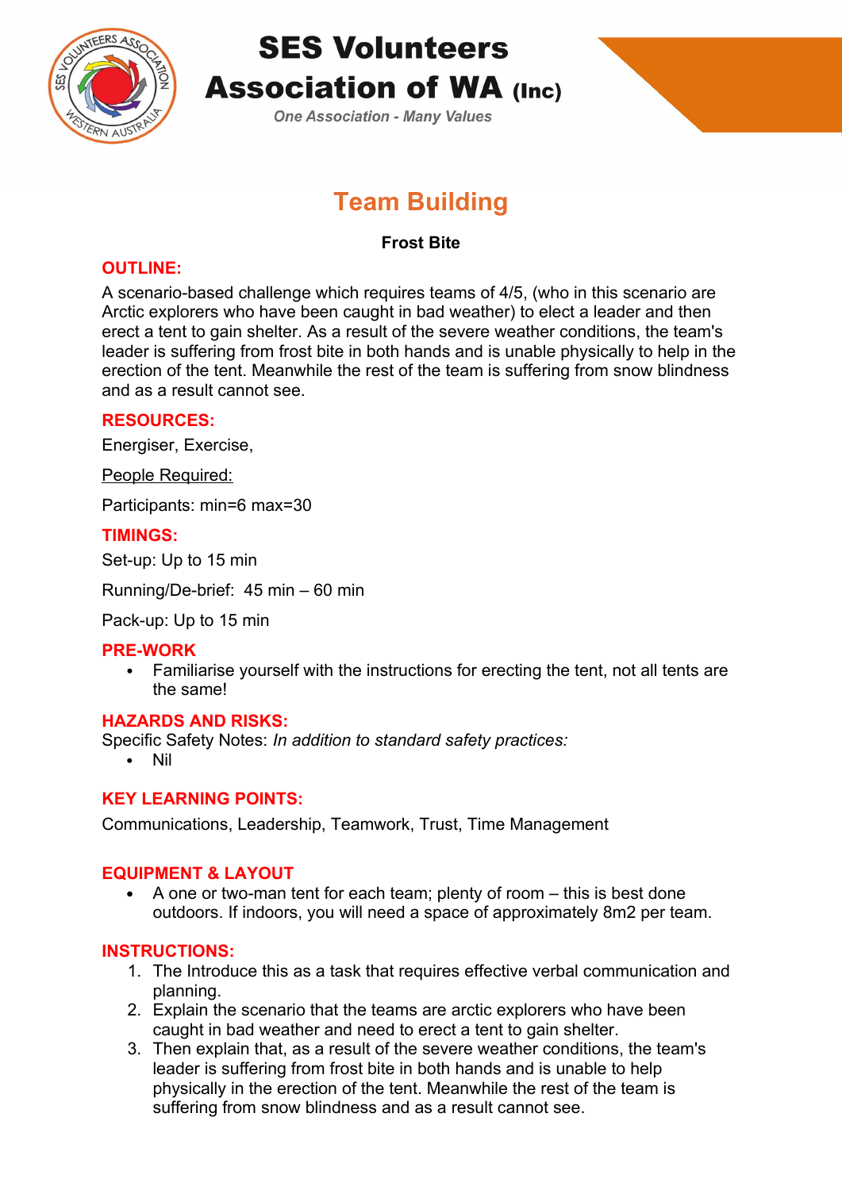# SES Volunteers Association of WA (Inc)

*One Association - Many Values*

## Team Building

**Frost Bite**

### OUTLINE:

A scenario-based challenge which requires teams of 4/5, (who in this scenario are Arctic explorers who have been caught in bad weather) to elect a leader and then erect a tent to gain shelter. As a result of the severe weather conditions, the team's leader is suffering from frost bite in both hands and is unable physically to help in the erection of the tent. Meanwhile the rest of the team is suffering from snow blindness and as a result cannot see.

### RESOURCES:

Energiser, Exercise,

People Required:

Participants: min=6 max=30

### TIMINGS:

Set-up: Up to 15 min

Running/De-brief: 45 min – 60 min

Pack-up: Up to 15 min

### PRE-WORK

- Familiarise yourself with the instructions for erecting the tent, not all tents are the same!

### HAZARDS AND RISKS:

Specific Safety Notes: *In addition to standard safety practices:*

- Nil

### KEY LEARNING POINTS:

Communications, Leadership, Teamwork, Trust, Time Management

### EQUIPMENT & LAYOUT

- A one or two-man tent for each team; plenty of room – this is best done outdoors. If indoors, you will need a space of approximately 8m2 per team.

### INSTRUCTIONS:

1. The Introduce this as a task that requires effective verbal communication and planning.
2. Explain the scenario that the teams are arctic explorers who have been caught in bad weather and need to erect a tent to gain shelter.
3. Then explain that, as a result of the severe weather conditions, the team's leader is suffering from frost bite in both hands and is unable to help physically in the erection of the tent. Meanwhile the rest of the team is suffering from snow blindness and as a result cannot see.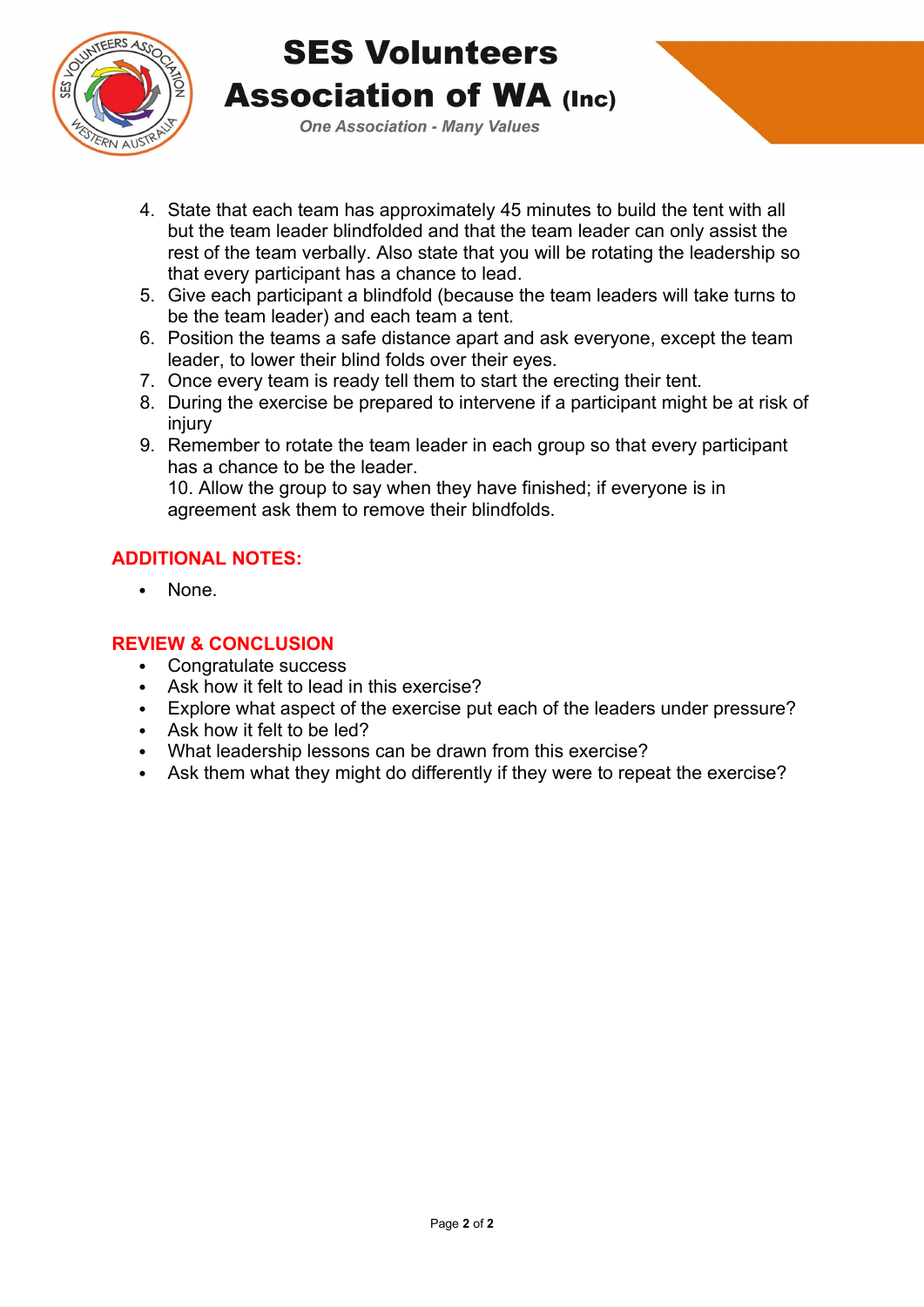4. State that each team has approximately 45 minutes to build the tent with all but the team leader blindfolded and that the team leader can only assist the rest of the team verbally. Also state that you will be rotating the leadership so that every participant has a chance to lead.
5. Give each participant a blindfold (because the team leaders will take turns to be the team leader) and each team a tent.
6. Position the teams a safe distance apart and ask everyone, except the team leader, to lower their blind folds over their eyes.
7. Once every team is ready tell them to start the erecting their tent.
8. During the exercise be prepared to intervene if a participant might be at risk of injury
9. Remember to rotate the team leader in each group so that every participant has a chance to be the leader.
   10. Allow the group to say when they have finished; if everyone is in agreement ask them to remove their blindfolds.

## ADDITIONAL NOTES:

- None.

## REVIEW & CONCLUSION

- Congratulate success
- Ask how it felt to lead in this exercise?
- Explore what aspect of the exercise put each of the leaders under pressure?
- Ask how it felt to be led?
- What leadership lessons can be drawn from this exercise?
- Ask them what they might do differently if they were to repeat the exercise?